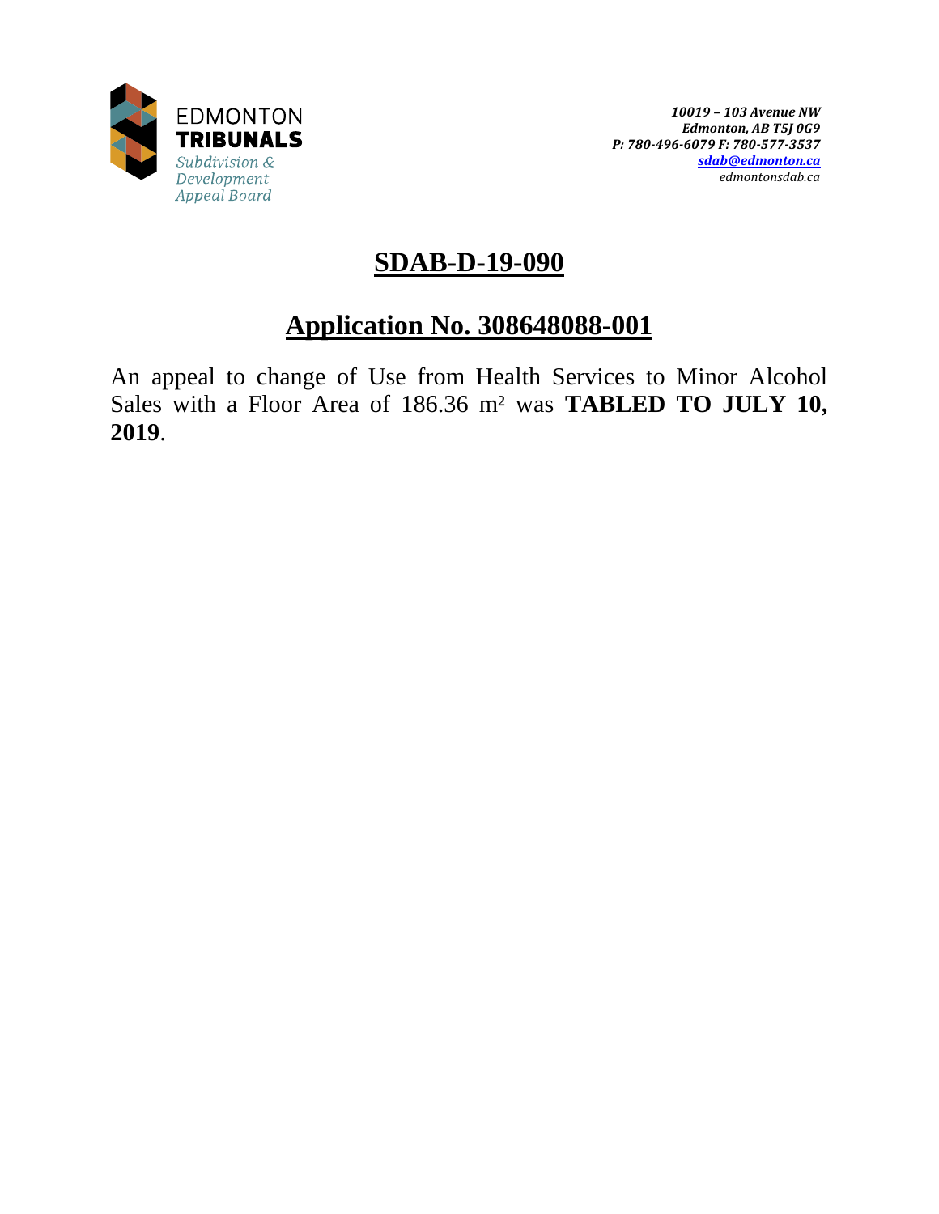EDMONTON
**TRIBUNALS**
*Subdivision & Development Appeal Board*

*10019 – 103 Avenue NW*
*Edmonton, AB T5J 0G9*
*P: 780-496-6079 F: 780-577-3537*
*sdab@edmonton.ca*
*edmontonsdab.ca*

# SDAB-D-19-090

## Application No. 308648088-001

An appeal to change of Use from Health Services to Minor Alcohol Sales with a Floor Area of 186.36 m² was **TABLED TO JULY 10, 2019**.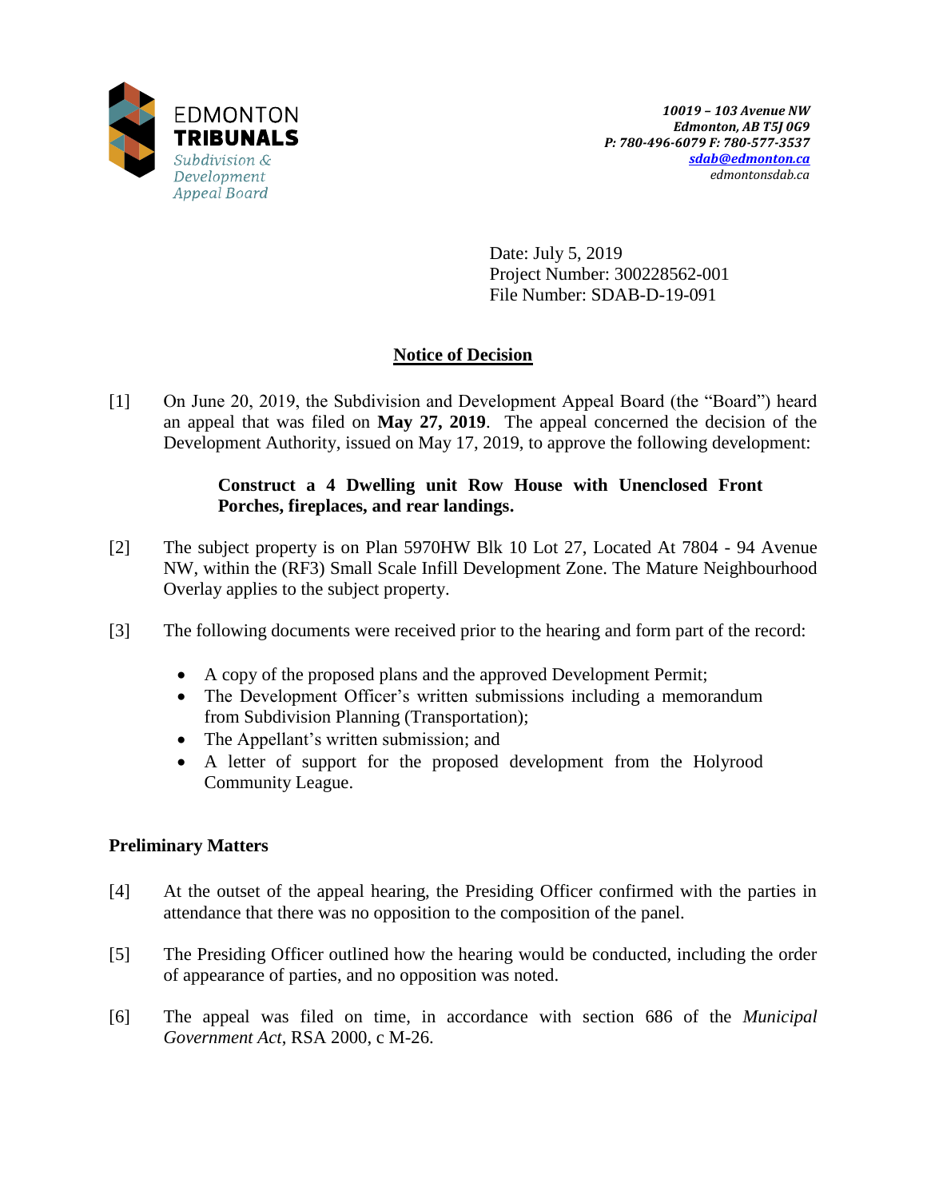EDMONTON TRIBUNALS
*Subdivision & Development Appeal Board*

***10019 – 103 Avenue NW***
***Edmonton, AB T5J 0G9***
***P: 780-496-6079 F: 780-577-3537***
***sdab@edmonton.ca***
*edmontonsdab.ca*

Date: July 5, 2019
Project Number: 300228562-001
File Number: SDAB-D-19-091

## Notice of Decision

[1] On June 20, 2019, the Subdivision and Development Appeal Board (the "Board") heard an appeal that was filed on **May 27, 2019**. The appeal concerned the decision of the Development Authority, issued on May 17, 2019, to approve the following development:

> **Construct a 4 Dwelling unit Row House with Unenclosed Front Porches, fireplaces, and rear landings.**

[2] The subject property is on Plan 5970HW Blk 10 Lot 27, Located At 7804 - 94 Avenue NW, within the (RF3) Small Scale Infill Development Zone. The Mature Neighbourhood Overlay applies to the subject property.

[3] The following documents were received prior to the hearing and form part of the record:

- A copy of the proposed plans and the approved Development Permit;
- The Development Officer's written submissions including a memorandum from Subdivision Planning (Transportation);
- The Appellant's written submission; and
- A letter of support for the proposed development from the Holyrood Community League.

### Preliminary Matters

[4] At the outset of the appeal hearing, the Presiding Officer confirmed with the parties in attendance that there was no opposition to the composition of the panel.

[5] The Presiding Officer outlined how the hearing would be conducted, including the order of appearance of parties, and no opposition was noted.

[6] The appeal was filed on time, in accordance with section 686 of the *Municipal Government Act*, RSA 2000, c M-26.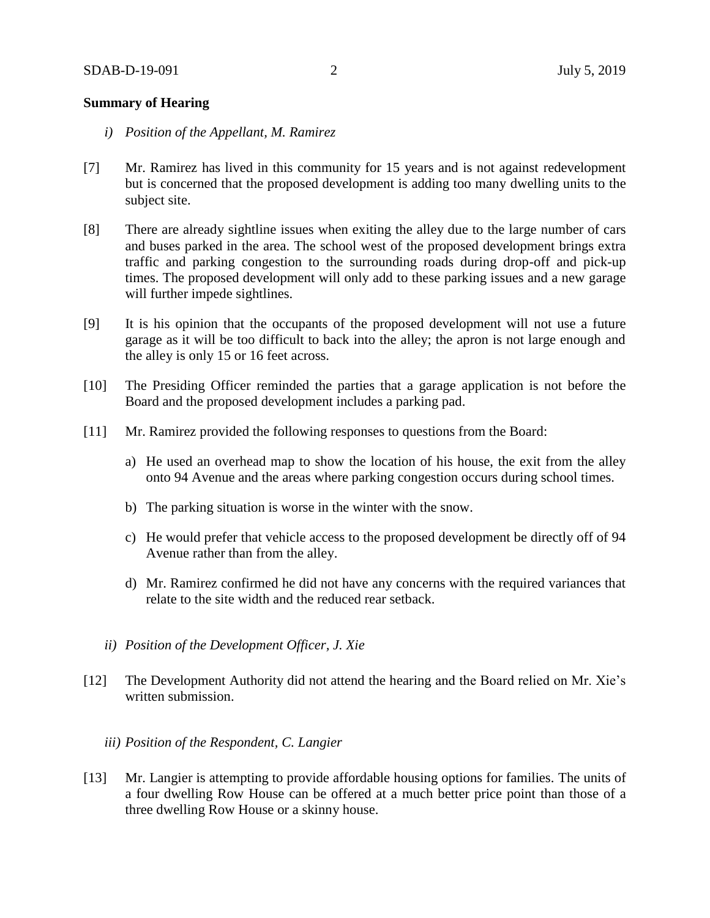## Summary of Hearing

*i) Position of the Appellant, M. Ramirez*

[7] Mr. Ramirez has lived in this community for 15 years and is not against redevelopment but is concerned that the proposed development is adding too many dwelling units to the subject site.

[8] There are already sightline issues when exiting the alley due to the large number of cars and buses parked in the area. The school west of the proposed development brings extra traffic and parking congestion to the surrounding roads during drop-off and pick-up times. The proposed development will only add to these parking issues and a new garage will further impede sightlines.

[9] It is his opinion that the occupants of the proposed development will not use a future garage as it will be too difficult to back into the alley; the apron is not large enough and the alley is only 15 or 16 feet across.

[10] The Presiding Officer reminded the parties that a garage application is not before the Board and the proposed development includes a parking pad.

[11] Mr. Ramirez provided the following responses to questions from the Board:

a) He used an overhead map to show the location of his house, the exit from the alley onto 94 Avenue and the areas where parking congestion occurs during school times.

b) The parking situation is worse in the winter with the snow.

c) He would prefer that vehicle access to the proposed development be directly off of 94 Avenue rather than from the alley.

d) Mr. Ramirez confirmed he did not have any concerns with the required variances that relate to the site width and the reduced rear setback.

*ii) Position of the Development Officer, J. Xie*

[12] The Development Authority did not attend the hearing and the Board relied on Mr. Xie's written submission.

*iii) Position of the Respondent, C. Langier*

[13] Mr. Langier is attempting to provide affordable housing options for families. The units of a four dwelling Row House can be offered at a much better price point than those of a three dwelling Row House or a skinny house.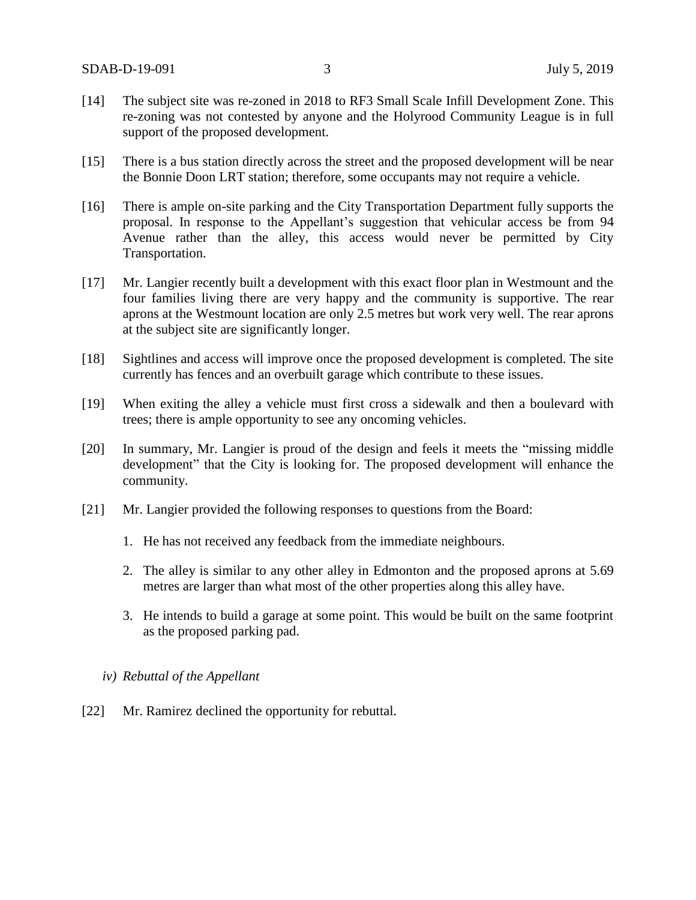[14] The subject site was re-zoned in 2018 to RF3 Small Scale Infill Development Zone. This re-zoning was not contested by anyone and the Holyrood Community League is in full support of the proposed development.

[15] There is a bus station directly across the street and the proposed development will be near the Bonnie Doon LRT station; therefore, some occupants may not require a vehicle.

[16] There is ample on-site parking and the City Transportation Department fully supports the proposal. In response to the Appellant's suggestion that vehicular access be from 94 Avenue rather than the alley, this access would never be permitted by City Transportation.

[17] Mr. Langier recently built a development with this exact floor plan in Westmount and the four families living there are very happy and the community is supportive. The rear aprons at the Westmount location are only 2.5 metres but work very well. The rear aprons at the subject site are significantly longer.

[18] Sightlines and access will improve once the proposed development is completed. The site currently has fences and an overbuilt garage which contribute to these issues.

[19] When exiting the alley a vehicle must first cross a sidewalk and then a boulevard with trees; there is ample opportunity to see any oncoming vehicles.

[20] In summary, Mr. Langier is proud of the design and feels it meets the "missing middle development" that the City is looking for. The proposed development will enhance the community.

[21] Mr. Langier provided the following responses to questions from the Board:

1. He has not received any feedback from the immediate neighbours.
2. The alley is similar to any other alley in Edmonton and the proposed aprons at 5.69 metres are larger than what most of the other properties along this alley have.
3. He intends to build a garage at some point. This would be built on the same footprint as the proposed parking pad.

*iv) Rebuttal of the Appellant*

[22] Mr. Ramirez declined the opportunity for rebuttal.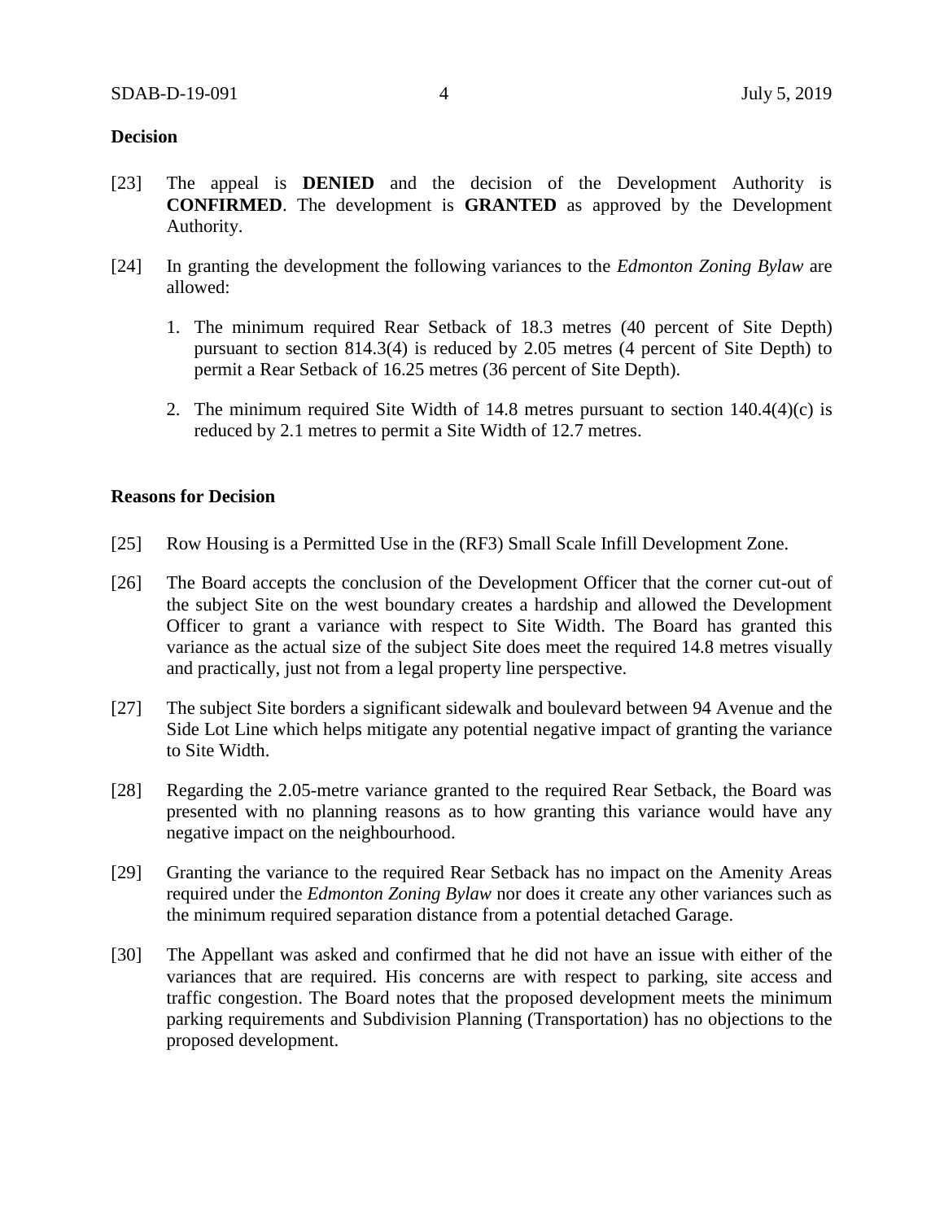**Decision**

[23] The appeal is **DENIED** and the decision of the Development Authority is **CONFIRMED**. The development is **GRANTED** as approved by the Development Authority.

[24] In granting the development the following variances to the *Edmonton Zoning Bylaw* are allowed:

1. The minimum required Rear Setback of 18.3 metres (40 percent of Site Depth) pursuant to section 814.3(4) is reduced by 2.05 metres (4 percent of Site Depth) to permit a Rear Setback of 16.25 metres (36 percent of Site Depth).

2. The minimum required Site Width of 14.8 metres pursuant to section 140.4(4)(c) is reduced by 2.1 metres to permit a Site Width of 12.7 metres.

**Reasons for Decision**

[25] Row Housing is a Permitted Use in the (RF3) Small Scale Infill Development Zone.

[26] The Board accepts the conclusion of the Development Officer that the corner cut-out of the subject Site on the west boundary creates a hardship and allowed the Development Officer to grant a variance with respect to Site Width. The Board has granted this variance as the actual size of the subject Site does meet the required 14.8 metres visually and practically, just not from a legal property line perspective.

[27] The subject Site borders a significant sidewalk and boulevard between 94 Avenue and the Side Lot Line which helps mitigate any potential negative impact of granting the variance to Site Width.

[28] Regarding the 2.05-metre variance granted to the required Rear Setback, the Board was presented with no planning reasons as to how granting this variance would have any negative impact on the neighbourhood.

[29] Granting the variance to the required Rear Setback has no impact on the Amenity Areas required under the *Edmonton Zoning Bylaw* nor does it create any other variances such as the minimum required separation distance from a potential detached Garage.

[30] The Appellant was asked and confirmed that he did not have an issue with either of the variances that are required. His concerns are with respect to parking, site access and traffic congestion. The Board notes that the proposed development meets the minimum parking requirements and Subdivision Planning (Transportation) has no objections to the proposed development.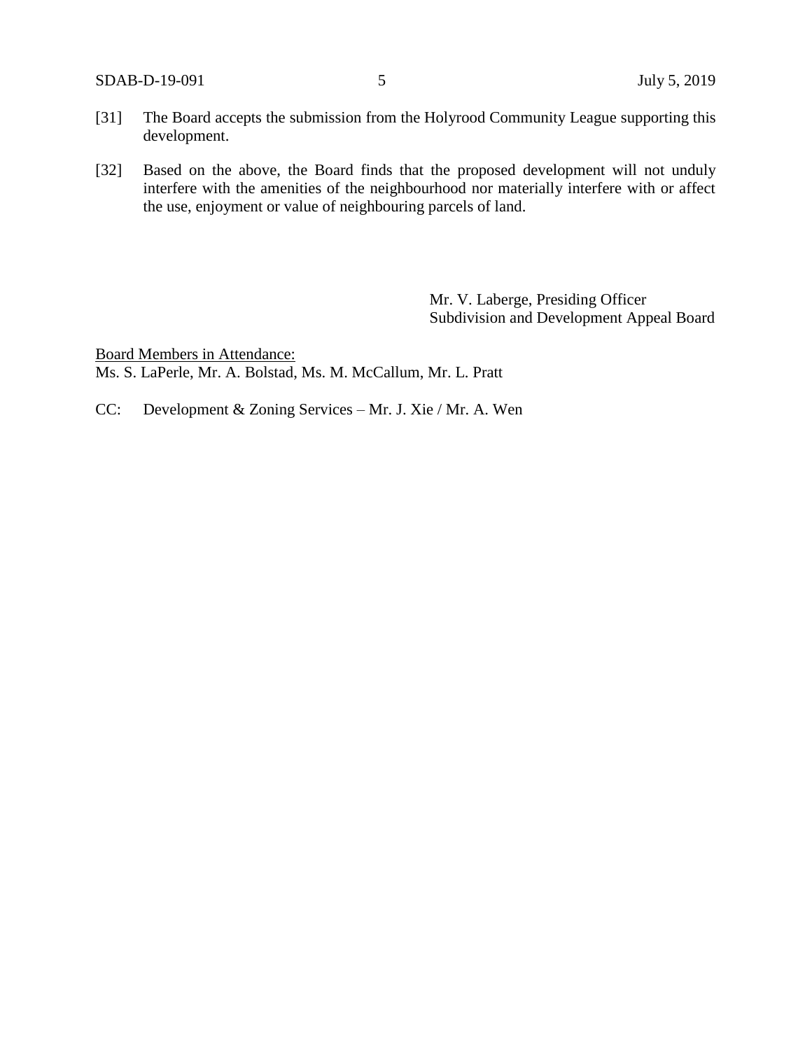[31] The Board accepts the submission from the Holyrood Community League supporting this development.

[32] Based on the above, the Board finds that the proposed development will not unduly interfere with the amenities of the neighbourhood nor materially interfere with or affect the use, enjoyment or value of neighbouring parcels of land.

Mr. V. Laberge, Presiding Officer
Subdivision and Development Appeal Board

Board Members in Attendance:
Ms. S. LaPerle, Mr. A. Bolstad, Ms. M. McCallum, Mr. L. Pratt

CC: Development & Zoning Services – Mr. J. Xie / Mr. A. Wen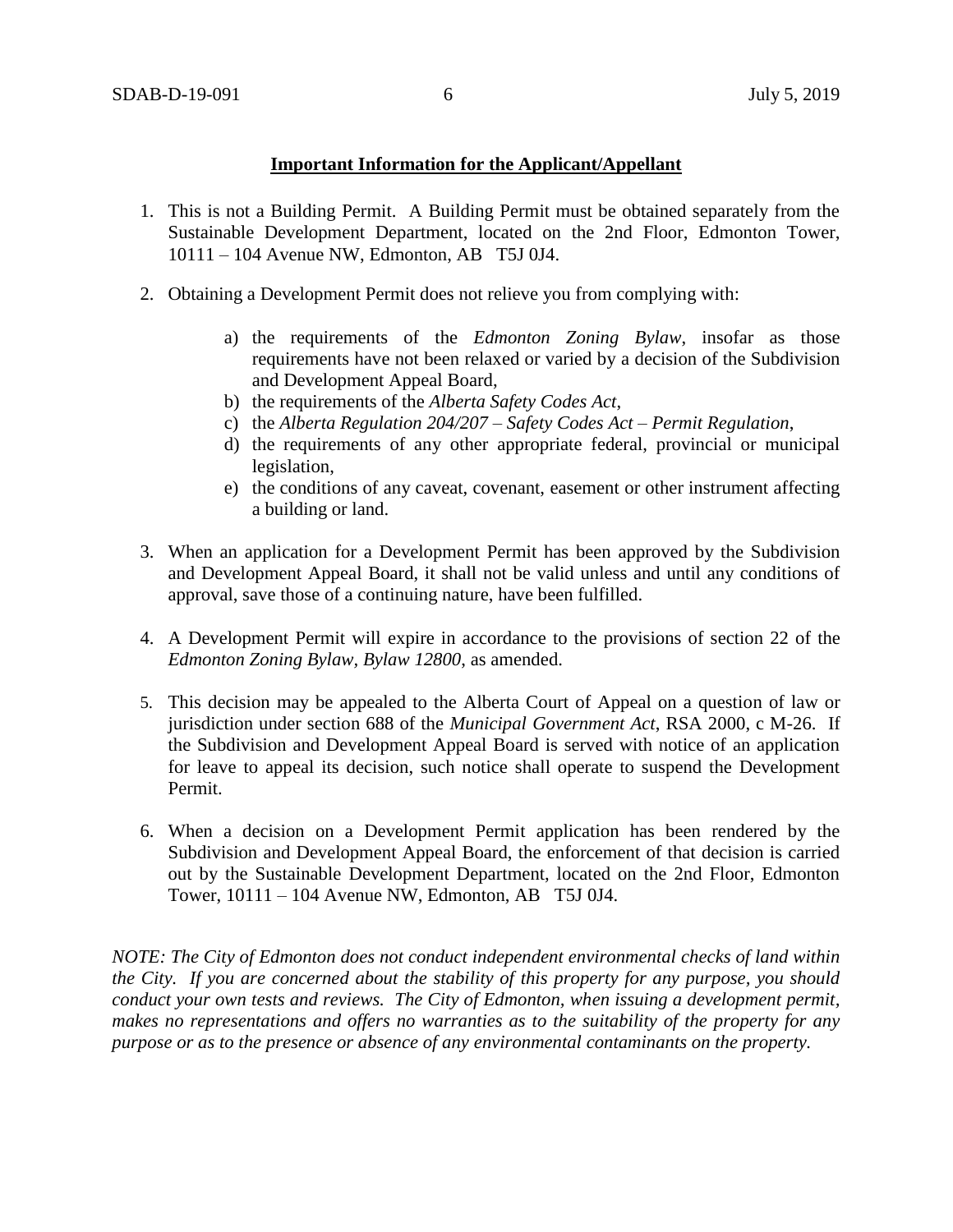**Important Information for the Applicant/Appellant**

1. This is not a Building Permit. A Building Permit must be obtained separately from the Sustainable Development Department, located on the 2nd Floor, Edmonton Tower, 10111 – 104 Avenue NW, Edmonton, AB T5J 0J4.

2. Obtaining a Development Permit does not relieve you from complying with:

    a) the requirements of the *Edmonton Zoning Bylaw*, insofar as those requirements have not been relaxed or varied by a decision of the Subdivision and Development Appeal Board,
    b) the requirements of the *Alberta Safety Codes Act*,
    c) the *Alberta Regulation 204/207 – Safety Codes Act – Permit Regulation*,
    d) the requirements of any other appropriate federal, provincial or municipal legislation,
    e) the conditions of any caveat, covenant, easement or other instrument affecting a building or land.

3. When an application for a Development Permit has been approved by the Subdivision and Development Appeal Board, it shall not be valid unless and until any conditions of approval, save those of a continuing nature, have been fulfilled.

4. A Development Permit will expire in accordance to the provisions of section 22 of the *Edmonton Zoning Bylaw, Bylaw 12800*, as amended.

5. This decision may be appealed to the Alberta Court of Appeal on a question of law or jurisdiction under section 688 of the *Municipal Government Act*, RSA 2000, c M-26. If the Subdivision and Development Appeal Board is served with notice of an application for leave to appeal its decision, such notice shall operate to suspend the Development Permit.

6. When a decision on a Development Permit application has been rendered by the Subdivision and Development Appeal Board, the enforcement of that decision is carried out by the Sustainable Development Department, located on the 2nd Floor, Edmonton Tower, 10111 – 104 Avenue NW, Edmonton, AB T5J 0J4.

*NOTE: The City of Edmonton does not conduct independent environmental checks of land within the City. If you are concerned about the stability of this property for any purpose, you should conduct your own tests and reviews. The City of Edmonton, when issuing a development permit, makes no representations and offers no warranties as to the suitability of the property for any purpose or as to the presence or absence of any environmental contaminants on the property.*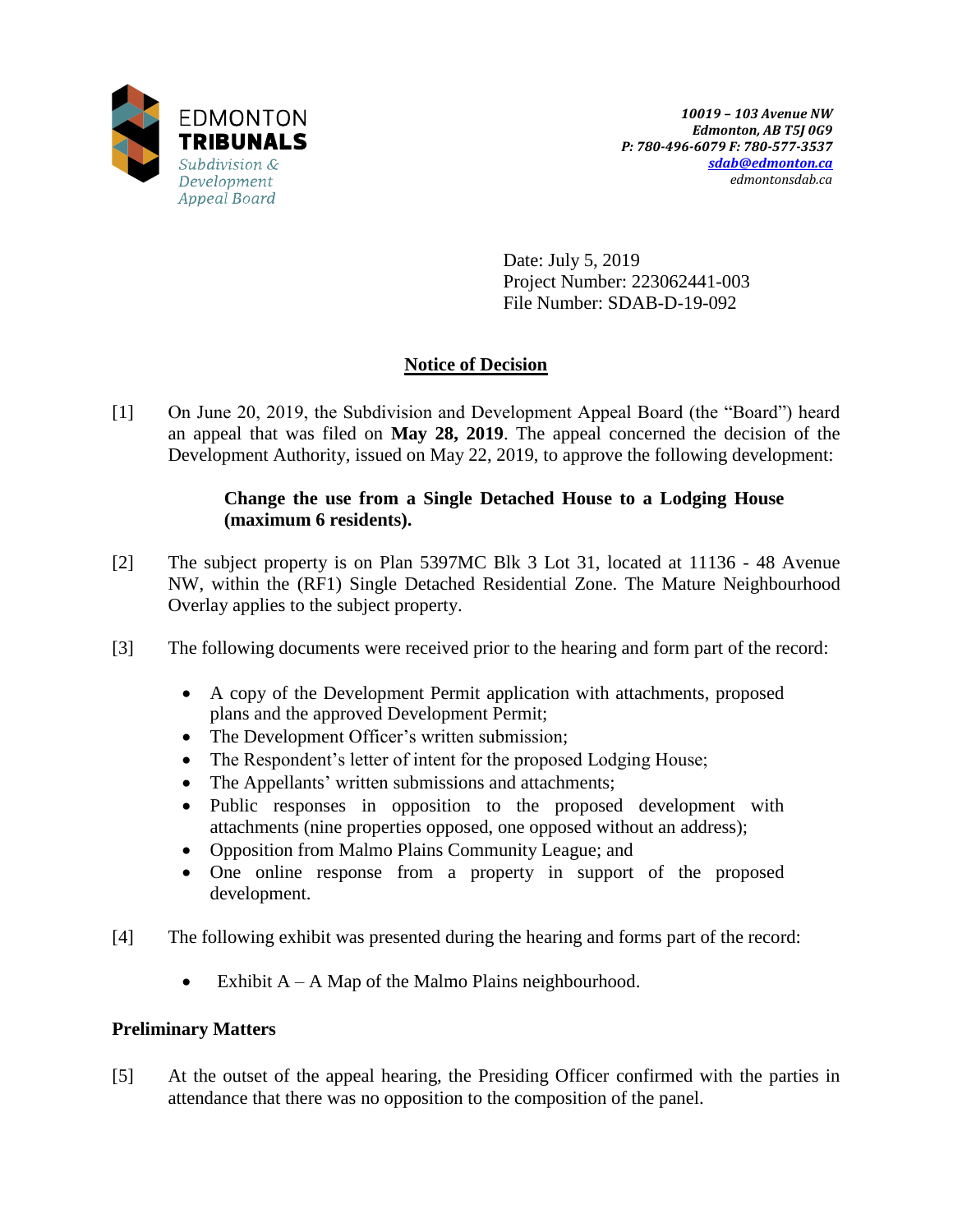Date: July 5, 2019
Project Number: 223062441-003
File Number: SDAB-D-19-092

## Notice of Decision

[1] On June 20, 2019, the Subdivision and Development Appeal Board (the "Board") heard an appeal that was filed on **May 28, 2019**. The appeal concerned the decision of the Development Authority, issued on May 22, 2019, to approve the following development:

> **Change the use from a Single Detached House to a Lodging House (maximum 6 residents).**

[2] The subject property is on Plan 5397MC Blk 3 Lot 31, located at 11136 - 48 Avenue NW, within the (RF1) Single Detached Residential Zone. The Mature Neighbourhood Overlay applies to the subject property.

[3] The following documents were received prior to the hearing and form part of the record:

- A copy of the Development Permit application with attachments, proposed plans and the approved Development Permit;
- The Development Officer's written submission;
- The Respondent's letter of intent for the proposed Lodging House;
- The Appellants' written submissions and attachments;
- Public responses in opposition to the proposed development with attachments (nine properties opposed, one opposed without an address);
- Opposition from Malmo Plains Community League; and
- One online response from a property in support of the proposed development.

[4] The following exhibit was presented during the hearing and forms part of the record:

- Exhibit A – A Map of the Malmo Plains neighbourhood.

### Preliminary Matters

[5] At the outset of the appeal hearing, the Presiding Officer confirmed with the parties in attendance that there was no opposition to the composition of the panel.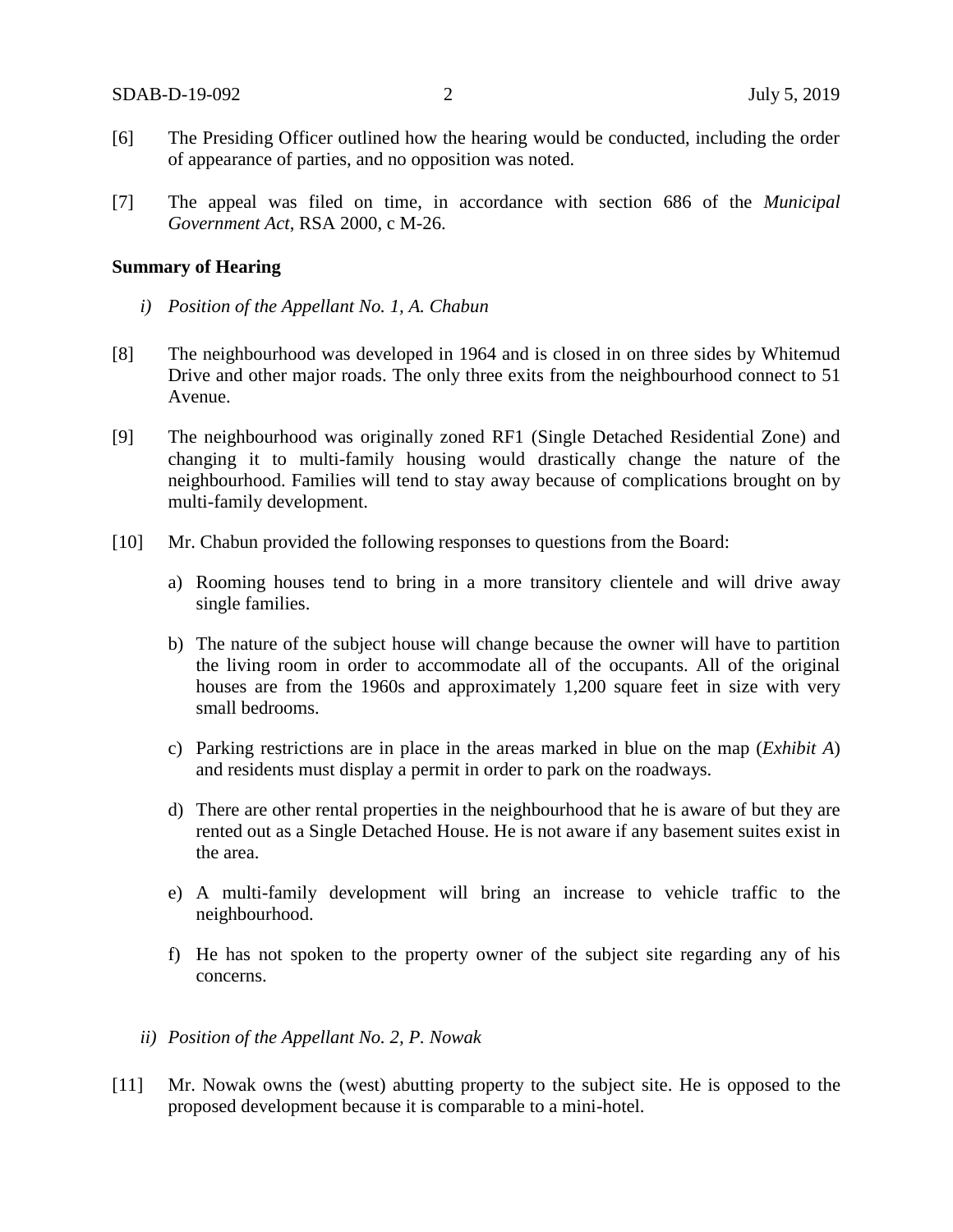[6] The Presiding Officer outlined how the hearing would be conducted, including the order of appearance of parties, and no opposition was noted.

[7] The appeal was filed on time, in accordance with section 686 of the *Municipal Government Act*, RSA 2000, c M-26.

**Summary of Hearing**

*i) Position of the Appellant No. 1, A. Chabun*

[8] The neighbourhood was developed in 1964 and is closed in on three sides by Whitemud Drive and other major roads. The only three exits from the neighbourhood connect to 51 Avenue.

[9] The neighbourhood was originally zoned RF1 (Single Detached Residential Zone) and changing it to multi-family housing would drastically change the nature of the neighbourhood. Families will tend to stay away because of complications brought on by multi-family development.

[10] Mr. Chabun provided the following responses to questions from the Board:

a) Rooming houses tend to bring in a more transitory clientele and will drive away single families.

b) The nature of the subject house will change because the owner will have to partition the living room in order to accommodate all of the occupants. All of the original houses are from the 1960s and approximately 1,200 square feet in size with very small bedrooms.

c) Parking restrictions are in place in the areas marked in blue on the map (*Exhibit A*) and residents must display a permit in order to park on the roadways.

d) There are other rental properties in the neighbourhood that he is aware of but they are rented out as a Single Detached House. He is not aware if any basement suites exist in the area.

e) A multi-family development will bring an increase to vehicle traffic to the neighbourhood.

f) He has not spoken to the property owner of the subject site regarding any of his concerns.

*ii) Position of the Appellant No. 2, P. Nowak*

[11] Mr. Nowak owns the (west) abutting property to the subject site. He is opposed to the proposed development because it is comparable to a mini-hotel.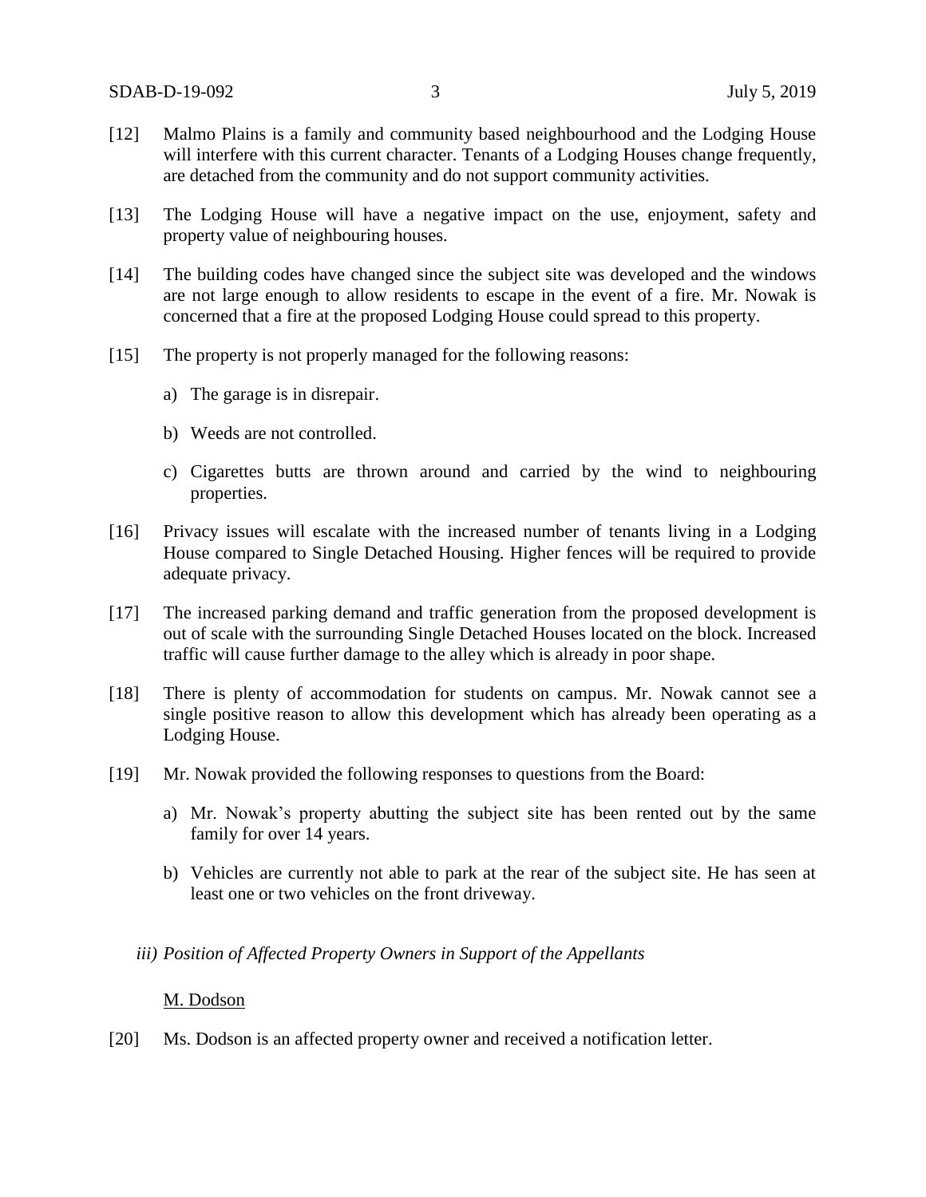[12] Malmo Plains is a family and community based neighbourhood and the Lodging House will interfere with this current character. Tenants of a Lodging Houses change frequently, are detached from the community and do not support community activities.

[13] The Lodging House will have a negative impact on the use, enjoyment, safety and property value of neighbouring houses.

[14] The building codes have changed since the subject site was developed and the windows are not large enough to allow residents to escape in the event of a fire. Mr. Nowak is concerned that a fire at the proposed Lodging House could spread to this property.

[15] The property is not properly managed for the following reasons:

a) The garage is in disrepair.

b) Weeds are not controlled.

c) Cigarettes butts are thrown around and carried by the wind to neighbouring properties.

[16] Privacy issues will escalate with the increased number of tenants living in a Lodging House compared to Single Detached Housing. Higher fences will be required to provide adequate privacy.

[17] The increased parking demand and traffic generation from the proposed development is out of scale with the surrounding Single Detached Houses located on the block. Increased traffic will cause further damage to the alley which is already in poor shape.

[18] There is plenty of accommodation for students on campus. Mr. Nowak cannot see a single positive reason to allow this development which has already been operating as a Lodging House.

[19] Mr. Nowak provided the following responses to questions from the Board:

a) Mr. Nowak's property abutting the subject site has been rented out by the same family for over 14 years.

b) Vehicles are currently not able to park at the rear of the subject site. He has seen at least one or two vehicles on the front driveway.

*iii) Position of Affected Property Owners in Support of the Appellants*

M. Dodson

[20] Ms. Dodson is an affected property owner and received a notification letter.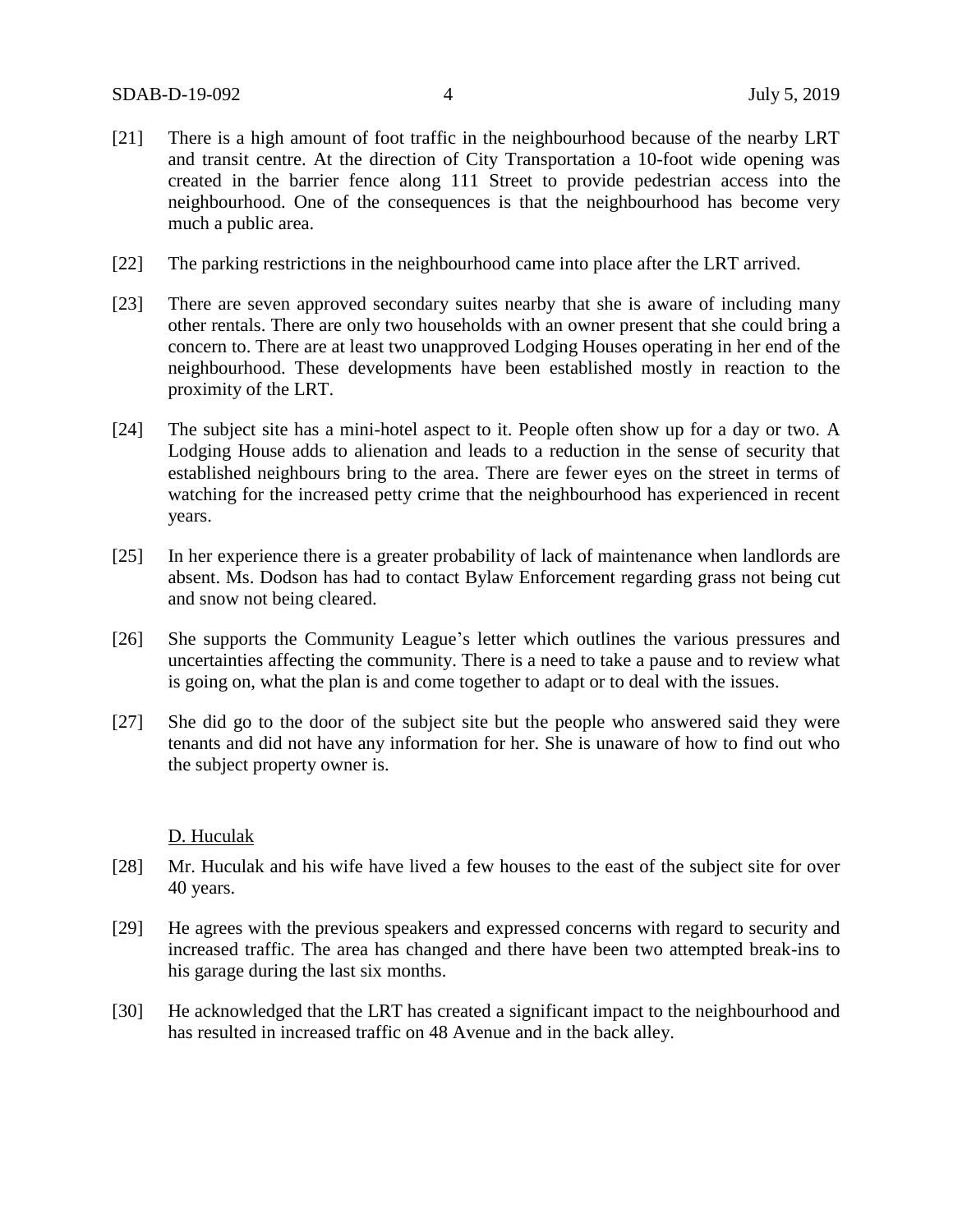[21] There is a high amount of foot traffic in the neighbourhood because of the nearby LRT and transit centre. At the direction of City Transportation a 10-foot wide opening was created in the barrier fence along 111 Street to provide pedestrian access into the neighbourhood. One of the consequences is that the neighbourhood has become very much a public area.

[22] The parking restrictions in the neighbourhood came into place after the LRT arrived.

[23] There are seven approved secondary suites nearby that she is aware of including many other rentals. There are only two households with an owner present that she could bring a concern to. There are at least two unapproved Lodging Houses operating in her end of the neighbourhood. These developments have been established mostly in reaction to the proximity of the LRT.

[24] The subject site has a mini-hotel aspect to it. People often show up for a day or two. A Lodging House adds to alienation and leads to a reduction in the sense of security that established neighbours bring to the area. There are fewer eyes on the street in terms of watching for the increased petty crime that the neighbourhood has experienced in recent years.

[25] In her experience there is a greater probability of lack of maintenance when landlords are absent. Ms. Dodson has had to contact Bylaw Enforcement regarding grass not being cut and snow not being cleared.

[26] She supports the Community League's letter which outlines the various pressures and uncertainties affecting the community. There is a need to take a pause and to review what is going on, what the plan is and come together to adapt or to deal with the issues.

[27] She did go to the door of the subject site but the people who answered said they were tenants and did not have any information for her. She is unaware of how to find out who the subject property owner is.

D. Huculak

[28] Mr. Huculak and his wife have lived a few houses to the east of the subject site for over 40 years.

[29] He agrees with the previous speakers and expressed concerns with regard to security and increased traffic. The area has changed and there have been two attempted break-ins to his garage during the last six months.

[30] He acknowledged that the LRT has created a significant impact to the neighbourhood and has resulted in increased traffic on 48 Avenue and in the back alley.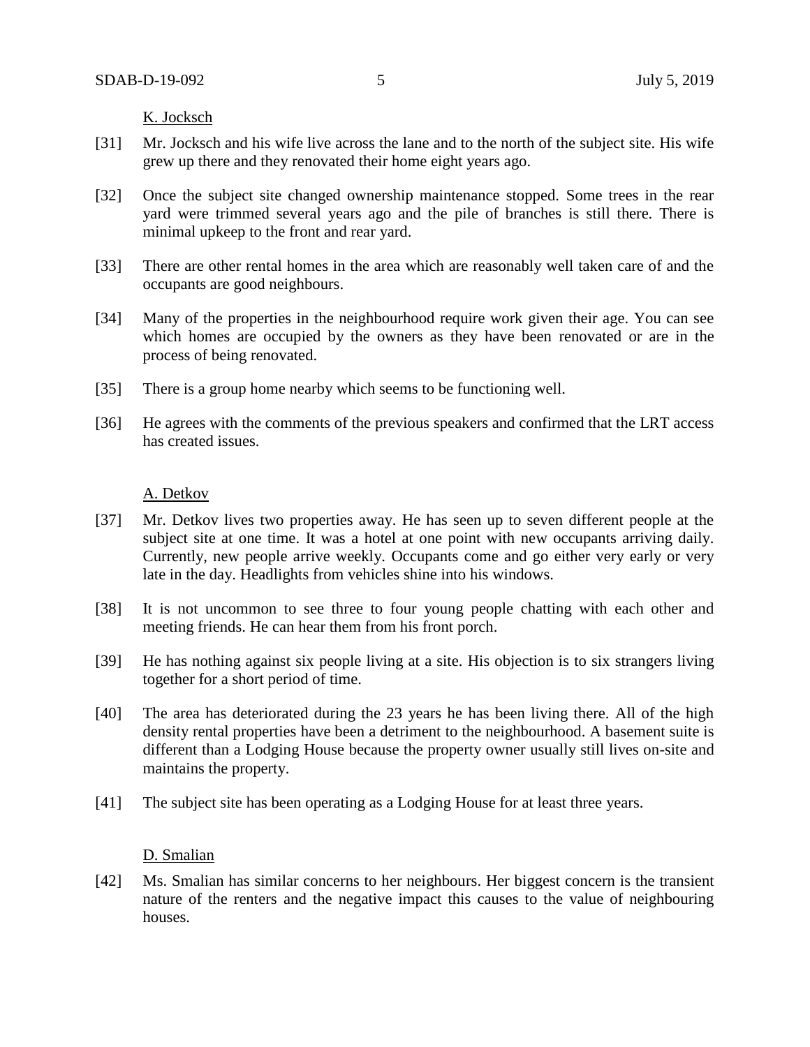K. Jocksch

[31] Mr. Jocksch and his wife live across the lane and to the north of the subject site. His wife grew up there and they renovated their home eight years ago.

[32] Once the subject site changed ownership maintenance stopped. Some trees in the rear yard were trimmed several years ago and the pile of branches is still there. There is minimal upkeep to the front and rear yard.

[33] There are other rental homes in the area which are reasonably well taken care of and the occupants are good neighbours.

[34] Many of the properties in the neighbourhood require work given their age. You can see which homes are occupied by the owners as they have been renovated or are in the process of being renovated.

[35] There is a group home nearby which seems to be functioning well.

[36] He agrees with the comments of the previous speakers and confirmed that the LRT access has created issues.

A. Detkov

[37] Mr. Detkov lives two properties away. He has seen up to seven different people at the subject site at one time. It was a hotel at one point with new occupants arriving daily. Currently, new people arrive weekly. Occupants come and go either very early or very late in the day. Headlights from vehicles shine into his windows.

[38] It is not uncommon to see three to four young people chatting with each other and meeting friends. He can hear them from his front porch.

[39] He has nothing against six people living at a site. His objection is to six strangers living together for a short period of time.

[40] The area has deteriorated during the 23 years he has been living there. All of the high density rental properties have been a detriment to the neighbourhood. A basement suite is different than a Lodging House because the property owner usually still lives on-site and maintains the property.

[41] The subject site has been operating as a Lodging House for at least three years.

D. Smalian

[42] Ms. Smalian has similar concerns to her neighbours. Her biggest concern is the transient nature of the renters and the negative impact this causes to the value of neighbouring houses.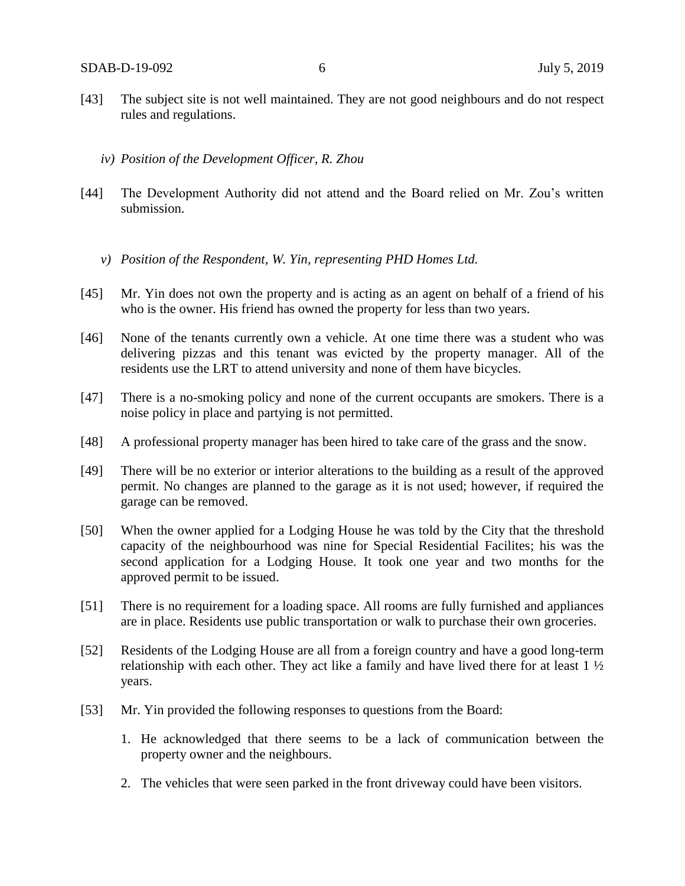[43] The subject site is not well maintained. They are not good neighbours and do not respect rules and regulations.

*iv) Position of the Development Officer, R. Zhou*

[44] The Development Authority did not attend and the Board relied on Mr. Zou's written submission.

*v) Position of the Respondent, W. Yin, representing PHD Homes Ltd.*

[45] Mr. Yin does not own the property and is acting as an agent on behalf of a friend of his who is the owner. His friend has owned the property for less than two years.

[46] None of the tenants currently own a vehicle. At one time there was a student who was delivering pizzas and this tenant was evicted by the property manager. All of the residents use the LRT to attend university and none of them have bicycles.

[47] There is a no-smoking policy and none of the current occupants are smokers. There is a noise policy in place and partying is not permitted.

[48] A professional property manager has been hired to take care of the grass and the snow.

[49] There will be no exterior or interior alterations to the building as a result of the approved permit. No changes are planned to the garage as it is not used; however, if required the garage can be removed.

[50] When the owner applied for a Lodging House he was told by the City that the threshold capacity of the neighbourhood was nine for Special Residential Facilites; his was the second application for a Lodging House. It took one year and two months for the approved permit to be issued.

[51] There is no requirement for a loading space. All rooms are fully furnished and appliances are in place. Residents use public transportation or walk to purchase their own groceries.

[52] Residents of the Lodging House are all from a foreign country and have a good long-term relationship with each other. They act like a family and have lived there for at least 1 ½ years.

[53] Mr. Yin provided the following responses to questions from the Board:

1. He acknowledged that there seems to be a lack of communication between the property owner and the neighbours.
2. The vehicles that were seen parked in the front driveway could have been visitors.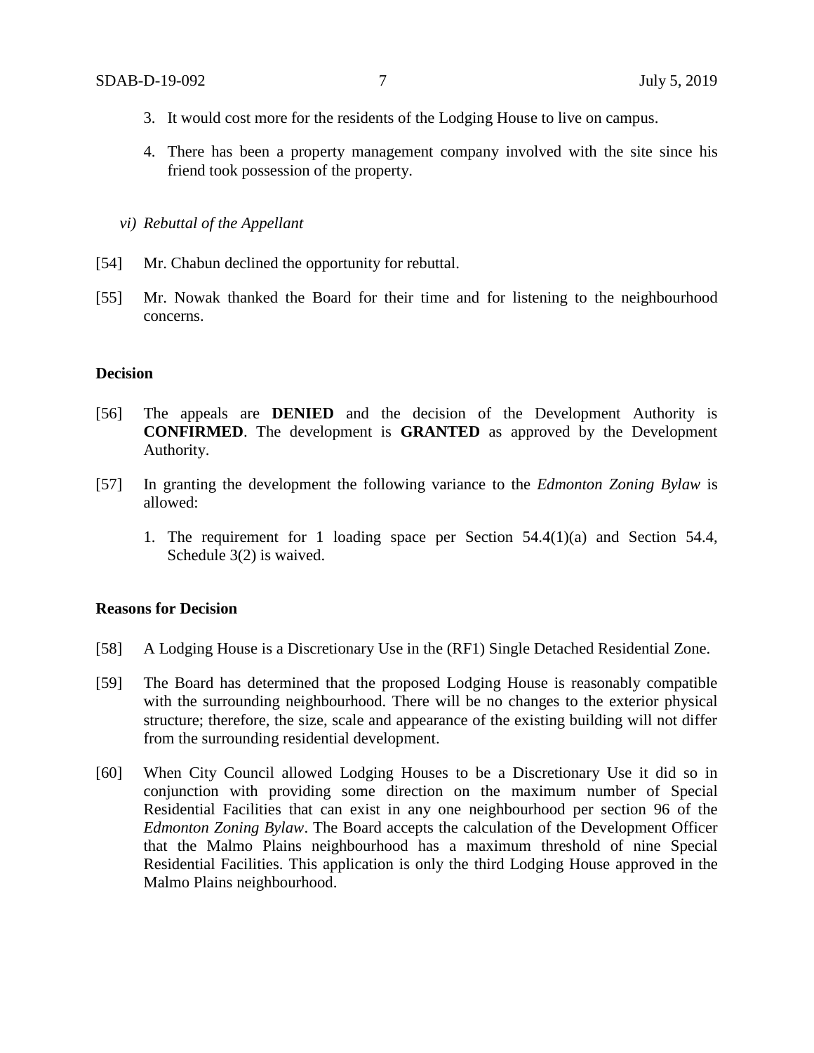3. It would cost more for the residents of the Lodging House to live on campus.

4. There has been a property management company involved with the site since his friend took possession of the property.

*vi) Rebuttal of the Appellant*

[54] Mr. Chabun declined the opportunity for rebuttal.

[55] Mr. Nowak thanked the Board for their time and for listening to the neighbourhood concerns.

**Decision**

[56] The appeals are **DENIED** and the decision of the Development Authority is **CONFIRMED**. The development is **GRANTED** as approved by the Development Authority.

[57] In granting the development the following variance to the *Edmonton Zoning Bylaw* is allowed:

1. The requirement for 1 loading space per Section 54.4(1)(a) and Section 54.4, Schedule 3(2) is waived.

**Reasons for Decision**

[58] A Lodging House is a Discretionary Use in the (RF1) Single Detached Residential Zone.

[59] The Board has determined that the proposed Lodging House is reasonably compatible with the surrounding neighbourhood. There will be no changes to the exterior physical structure; therefore, the size, scale and appearance of the existing building will not differ from the surrounding residential development.

[60] When City Council allowed Lodging Houses to be a Discretionary Use it did so in conjunction with providing some direction on the maximum number of Special Residential Facilities that can exist in any one neighbourhood per section 96 of the *Edmonton Zoning Bylaw*. The Board accepts the calculation of the Development Officer that the Malmo Plains neighbourhood has a maximum threshold of nine Special Residential Facilities. This application is only the third Lodging House approved in the Malmo Plains neighbourhood.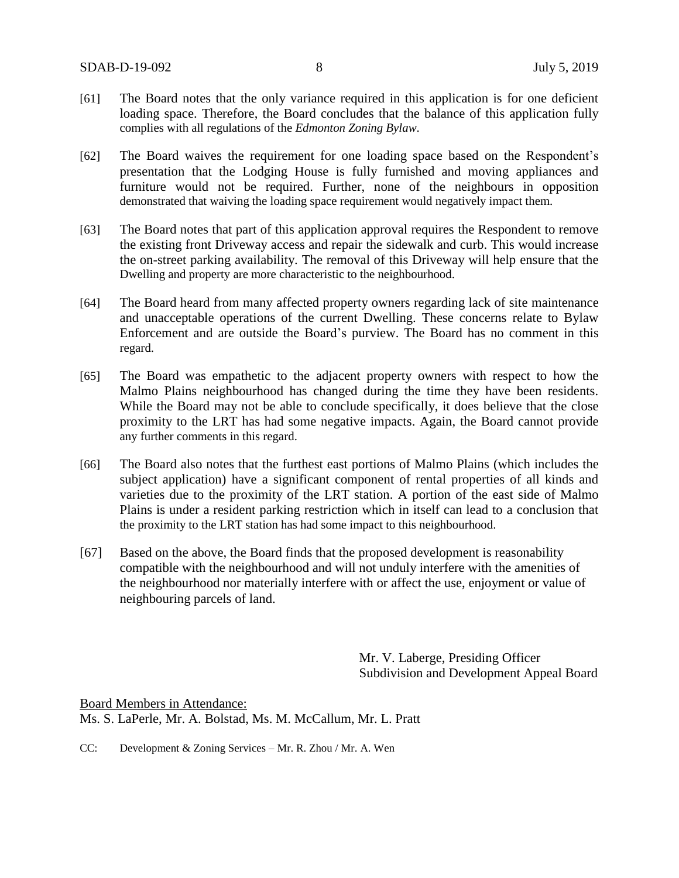[61] The Board notes that the only variance required in this application is for one deficient loading space. Therefore, the Board concludes that the balance of this application fully complies with all regulations of the *Edmonton Zoning Bylaw*.

[62] The Board waives the requirement for one loading space based on the Respondent's presentation that the Lodging House is fully furnished and moving appliances and furniture would not be required. Further, none of the neighbours in opposition demonstrated that waiving the loading space requirement would negatively impact them.

[63] The Board notes that part of this application approval requires the Respondent to remove the existing front Driveway access and repair the sidewalk and curb. This would increase the on-street parking availability. The removal of this Driveway will help ensure that the Dwelling and property are more characteristic to the neighbourhood.

[64] The Board heard from many affected property owners regarding lack of site maintenance and unacceptable operations of the current Dwelling. These concerns relate to Bylaw Enforcement and are outside the Board's purview. The Board has no comment in this regard.

[65] The Board was empathetic to the adjacent property owners with respect to how the Malmo Plains neighbourhood has changed during the time they have been residents. While the Board may not be able to conclude specifically, it does believe that the close proximity to the LRT has had some negative impacts. Again, the Board cannot provide any further comments in this regard.

[66] The Board also notes that the furthest east portions of Malmo Plains (which includes the subject application) have a significant component of rental properties of all kinds and varieties due to the proximity of the LRT station. A portion of the east side of Malmo Plains is under a resident parking restriction which in itself can lead to a conclusion that the proximity to the LRT station has had some impact to this neighbourhood.

[67] Based on the above, the Board finds that the proposed development is reasonability compatible with the neighbourhood and will not unduly interfere with the amenities of the neighbourhood nor materially interfere with or affect the use, enjoyment or value of neighbouring parcels of land.

Mr. V. Laberge, Presiding Officer
Subdivision and Development Appeal Board

Board Members in Attendance:
Ms. S. LaPerle, Mr. A. Bolstad, Ms. M. McCallum, Mr. L. Pratt

CC: Development & Zoning Services – Mr. R. Zhou / Mr. A. Wen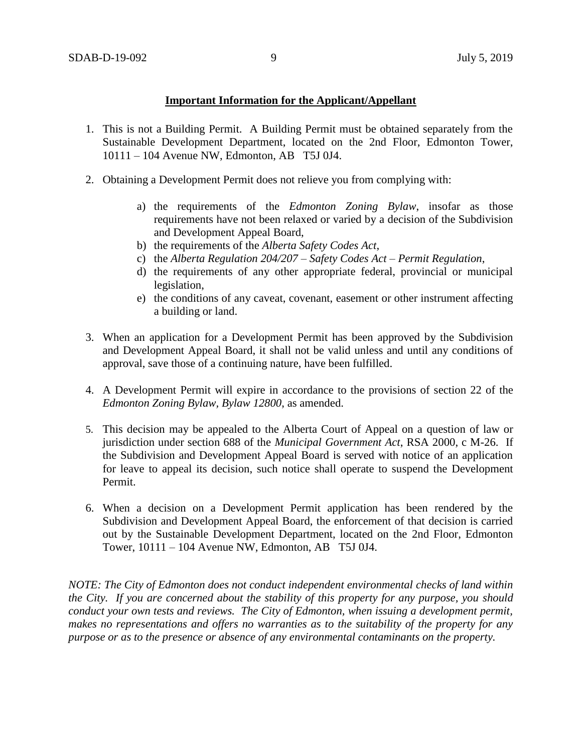**Important Information for the Applicant/Appellant**

1. This is not a Building Permit. A Building Permit must be obtained separately from the Sustainable Development Department, located on the 2nd Floor, Edmonton Tower, 10111 – 104 Avenue NW, Edmonton, AB T5J 0J4.

2. Obtaining a Development Permit does not relieve you from complying with:

    a) the requirements of the *Edmonton Zoning Bylaw*, insofar as those requirements have not been relaxed or varied by a decision of the Subdivision and Development Appeal Board,
    b) the requirements of the *Alberta Safety Codes Act*,
    c) the *Alberta Regulation 204/207 – Safety Codes Act – Permit Regulation*,
    d) the requirements of any other appropriate federal, provincial or municipal legislation,
    e) the conditions of any caveat, covenant, easement or other instrument affecting a building or land.

3. When an application for a Development Permit has been approved by the Subdivision and Development Appeal Board, it shall not be valid unless and until any conditions of approval, save those of a continuing nature, have been fulfilled.

4. A Development Permit will expire in accordance to the provisions of section 22 of the *Edmonton Zoning Bylaw, Bylaw 12800*, as amended.

5. This decision may be appealed to the Alberta Court of Appeal on a question of law or jurisdiction under section 688 of the *Municipal Government Act*, RSA 2000, c M-26. If the Subdivision and Development Appeal Board is served with notice of an application for leave to appeal its decision, such notice shall operate to suspend the Development Permit.

6. When a decision on a Development Permit application has been rendered by the Subdivision and Development Appeal Board, the enforcement of that decision is carried out by the Sustainable Development Department, located on the 2nd Floor, Edmonton Tower, 10111 – 104 Avenue NW, Edmonton, AB T5J 0J4.

*NOTE: The City of Edmonton does not conduct independent environmental checks of land within the City. If you are concerned about the stability of this property for any purpose, you should conduct your own tests and reviews. The City of Edmonton, when issuing a development permit, makes no representations and offers no warranties as to the suitability of the property for any purpose or as to the presence or absence of any environmental contaminants on the property.*